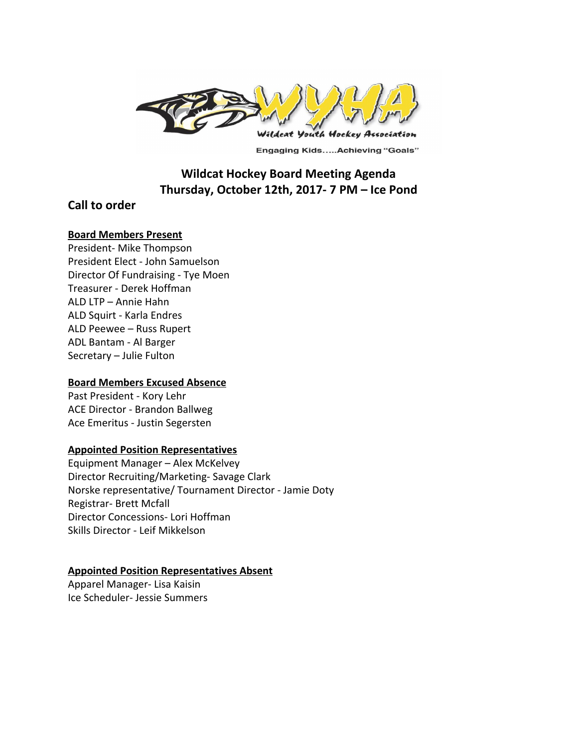# Wildcat Hockey Board Meeting Agenda
# Thursday, October 12th, 2017- 7 PM – Ice Pond

## Call to order

**Board Members Present**

President- Mike Thompson
President Elect - John Samuelson
Director Of Fundraising - Tye Moen
Treasurer - Derek Hoffman
ALD LTP – Annie Hahn
ALD Squirt - Karla Endres
ALD Peewee – Russ Rupert
ADL Bantam - Al Barger
Secretary – Julie Fulton

**Board Members Excused Absence**

Past President - Kory Lehr
ACE Director - Brandon Ballweg
Ace Emeritus - Justin Segersten

**Appointed Position Representatives**

Equipment Manager – Alex McKelvey
Director Recruiting/Marketing- Savage Clark
Norske representative/ Tournament Director - Jamie Doty
Registrar- Brett Mcfall
Director Concessions- Lori Hoffman
Skills Director - Leif Mikkelson

**Appointed Position Representatives Absent**

Apparel Manager- Lisa Kaisin
Ice Scheduler- Jessie Summers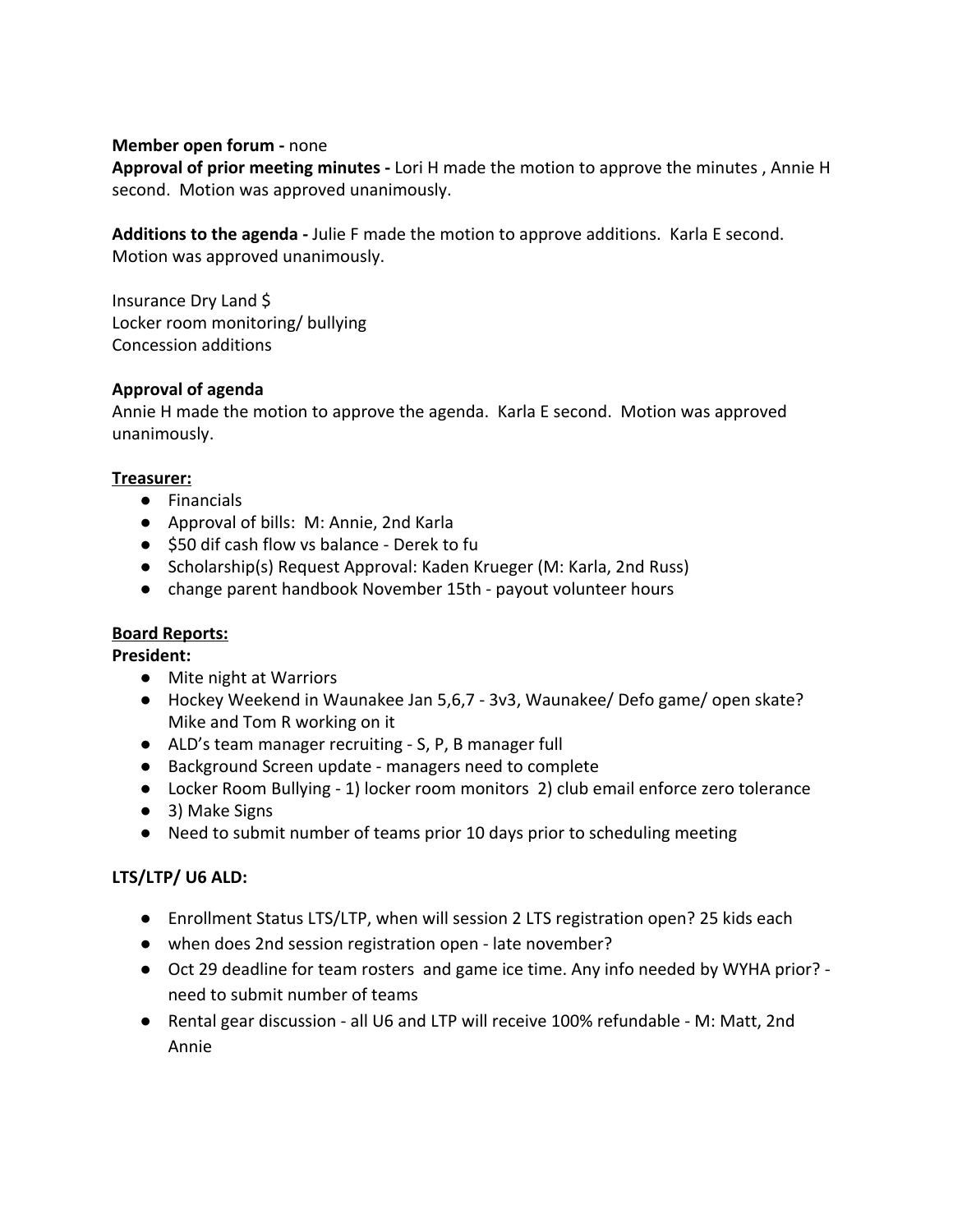**Member open forum -** none

**Approval of prior meeting minutes -** Lori H made the motion to approve the minutes , Annie H second. Motion was approved unanimously.

**Additions to the agenda -** Julie F made the motion to approve additions. Karla E second. Motion was approved unanimously.

Insurance Dry Land $
Locker room monitoring/ bullying
Concession additions

**Approval of agenda**

Annie H made the motion to approve the agenda. Karla E second. Motion was approved unanimously.

**Treasurer:**

- Financials
- Approval of bills: M: Annie, 2nd Karla
- $50 dif cash flow vs balance - Derek to fu
- Scholarship(s) Request Approval: Kaden Krueger (M: Karla, 2nd Russ)
- change parent handbook November 15th - payout volunteer hours

**Board Reports:**

**President:**

- Mite night at Warriors
- Hockey Weekend in Waunakee Jan 5,6,7 - 3v3, Waunakee/ Defo game/ open skate? Mike and Tom R working on it
- ALD's team manager recruiting - S, P, B manager full
- Background Screen update - managers need to complete
- Locker Room Bullying - 1) locker room monitors 2) club email enforce zero tolerance
- 3) Make Signs
- Need to submit number of teams prior 10 days prior to scheduling meeting

**LTS/LTP/ U6 ALD:**

- Enrollment Status LTS/LTP, when will session 2 LTS registration open? 25 kids each
- when does 2nd session registration open - late november?
- Oct 29 deadline for team rosters and game ice time. Any info needed by WYHA prior? - need to submit number of teams
- Rental gear discussion - all U6 and LTP will receive 100% refundable - M: Matt, 2nd Annie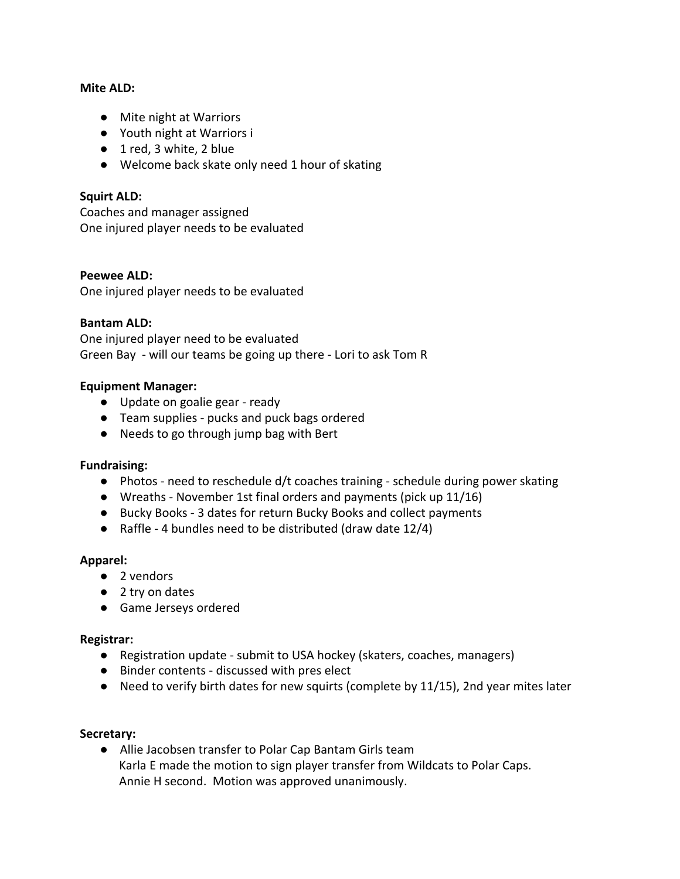**Mite ALD:**

- Mite night at Warriors
- Youth night at Warriors i
- 1 red, 3 white, 2 blue
- Welcome back skate only need 1 hour of skating

**Squirt ALD:**

Coaches and manager assigned
One injured player needs to be evaluated

**Peewee ALD:**

One injured player needs to be evaluated

**Bantam ALD:**

One injured player need to be evaluated
Green Bay - will our teams be going up there - Lori to ask Tom R

**Equipment Manager:**

- Update on goalie gear - ready
- Team supplies - pucks and puck bags ordered
- Needs to go through jump bag with Bert

**Fundraising:**

- Photos - need to reschedule d/t coaches training - schedule during power skating
- Wreaths - November 1st final orders and payments (pick up 11/16)
- Bucky Books - 3 dates for return Bucky Books and collect payments
- Raffle - 4 bundles need to be distributed (draw date 12/4)

**Apparel:**

- 2 vendors
- 2 try on dates
- Game Jerseys ordered

**Registrar:**

- Registration update - submit to USA hockey (skaters, coaches, managers)
- Binder contents - discussed with pres elect
- Need to verify birth dates for new squirts (complete by 11/15), 2nd year mites later

**Secretary:**

- Allie Jacobsen transfer to Polar Cap Bantam Girls team
  Karla E made the motion to sign player transfer from Wildcats to Polar Caps.
  Annie H second. Motion was approved unanimously.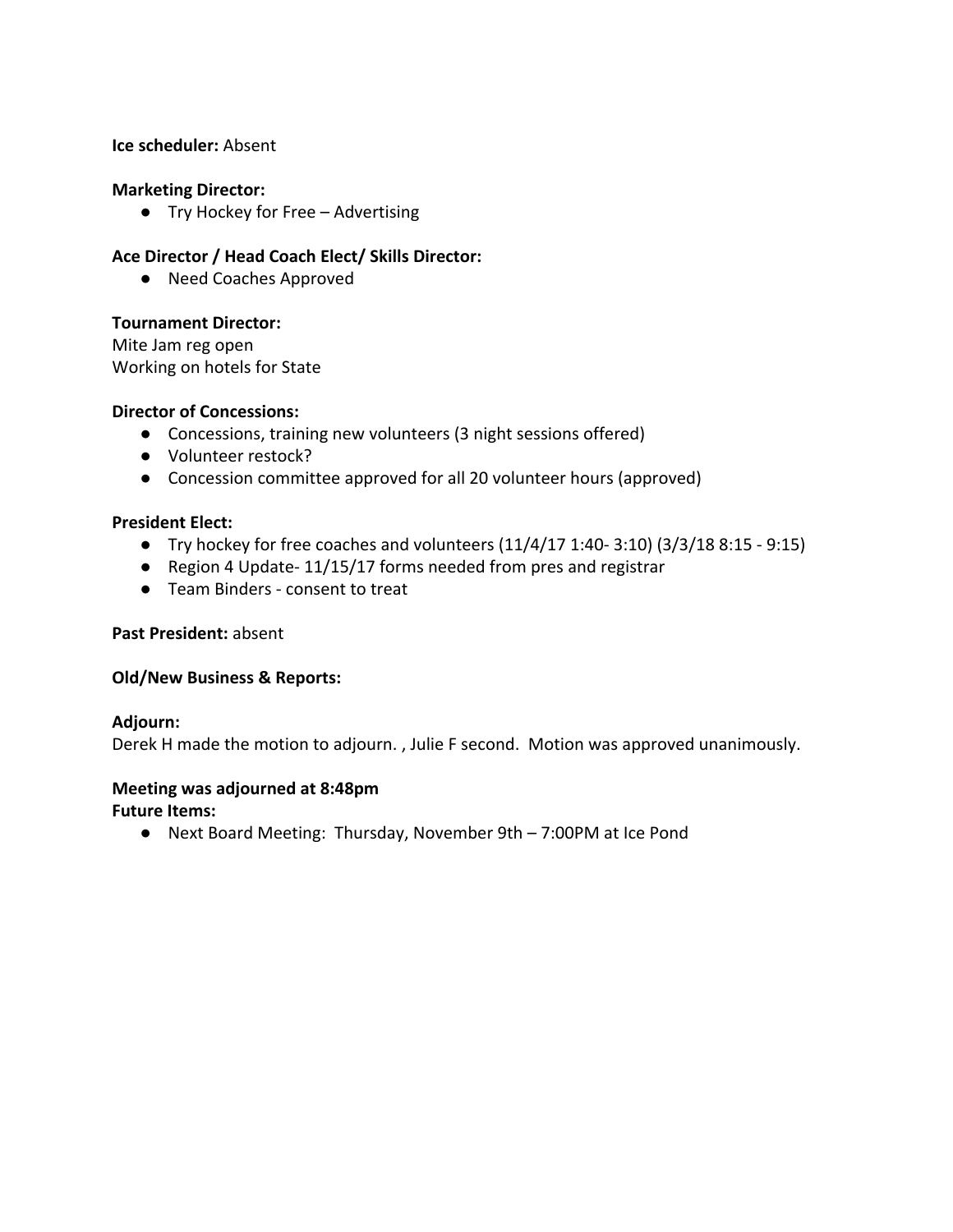**Ice scheduler:** Absent

**Marketing Director:**

- Try Hockey for Free – Advertising

**Ace Director / Head Coach Elect/ Skills Director:**

- Need Coaches Approved

**Tournament Director:**

Mite Jam reg open
Working on hotels for State

**Director of Concessions:**

- Concessions, training new volunteers (3 night sessions offered)
- Volunteer restock?
- Concession committee approved for all 20 volunteer hours (approved)

**President Elect:**

- Try hockey for free coaches and volunteers (11/4/17 1:40- 3:10) (3/3/18 8:15 - 9:15)
- Region 4 Update- 11/15/17 forms needed from pres and registrar
- Team Binders - consent to treat

**Past President:** absent

**Old/New Business & Reports:**

**Adjourn:**

Derek H made the motion to adjourn. , Julie F second. Motion was approved unanimously.

**Meeting was adjourned at 8:48pm**

**Future Items:**

- Next Board Meeting: Thursday, November 9th – 7:00PM at Ice Pond